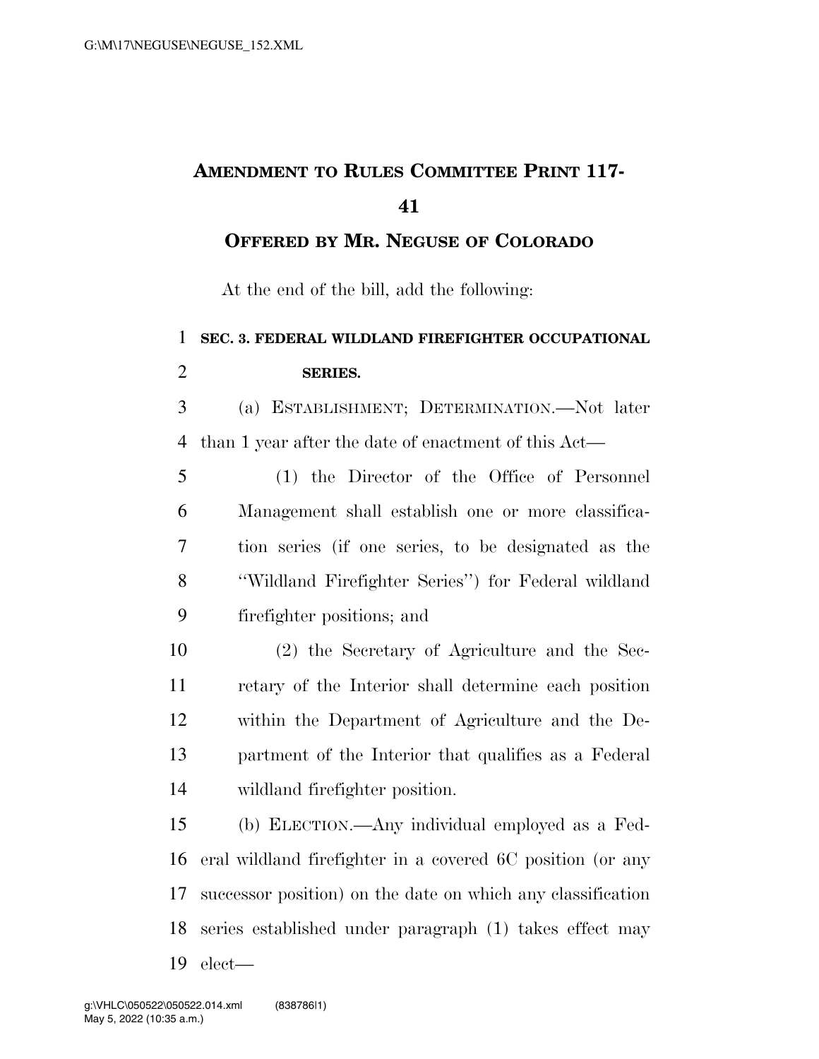# Amendment to Rules Committee Print 117-41

## Offered by Mr. Neguse of Colorado

At the end of the bill, add the following:

**SEC. 3. FEDERAL WILDLAND FIREFIGHTER OCCUPATIONAL SERIES.**

(a) Establishment; Determination.—Not later than 1 year after the date of enactment of this Act—

(1) the Director of the Office of Personnel Management shall establish one or more classification series (if one series, to be designated as the ''Wildland Firefighter Series'') for Federal wildland firefighter positions; and

(2) the Secretary of Agriculture and the Secretary of the Interior shall determine each position within the Department of Agriculture and the Department of the Interior that qualifies as a Federal wildland firefighter position.

(b) Election.—Any individual employed as a Federal wildland firefighter in a covered 6C position (or any successor position) on the date on which any classification series established under paragraph (1) takes effect may elect—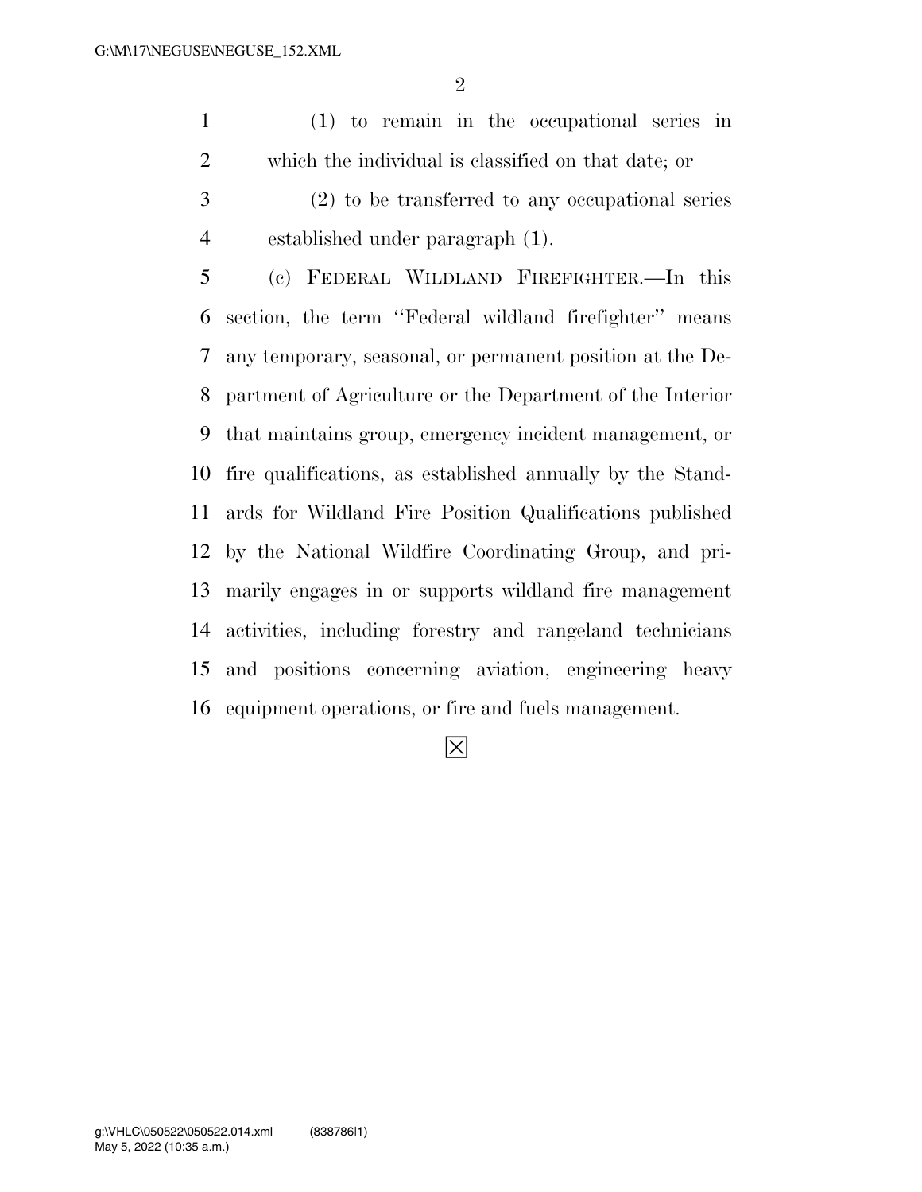(1) to remain in the occupational series in which the individual is classified on that date; or

(2) to be transferred to any occupational series established under paragraph (1).

(c) FEDERAL WILDLAND FIREFIGHTER.—In this section, the term ''Federal wildland firefighter'' means any temporary, seasonal, or permanent position at the Department of Agriculture or the Department of the Interior that maintains group, emergency incident management, or fire qualifications, as established annually by the Standards for Wildland Fire Position Qualifications published by the National Wildfire Coordinating Group, and primarily engages in or supports wildland fire management activities, including forestry and rangeland technicians and positions concerning aviation, engineering heavy equipment operations, or fire and fuels management.